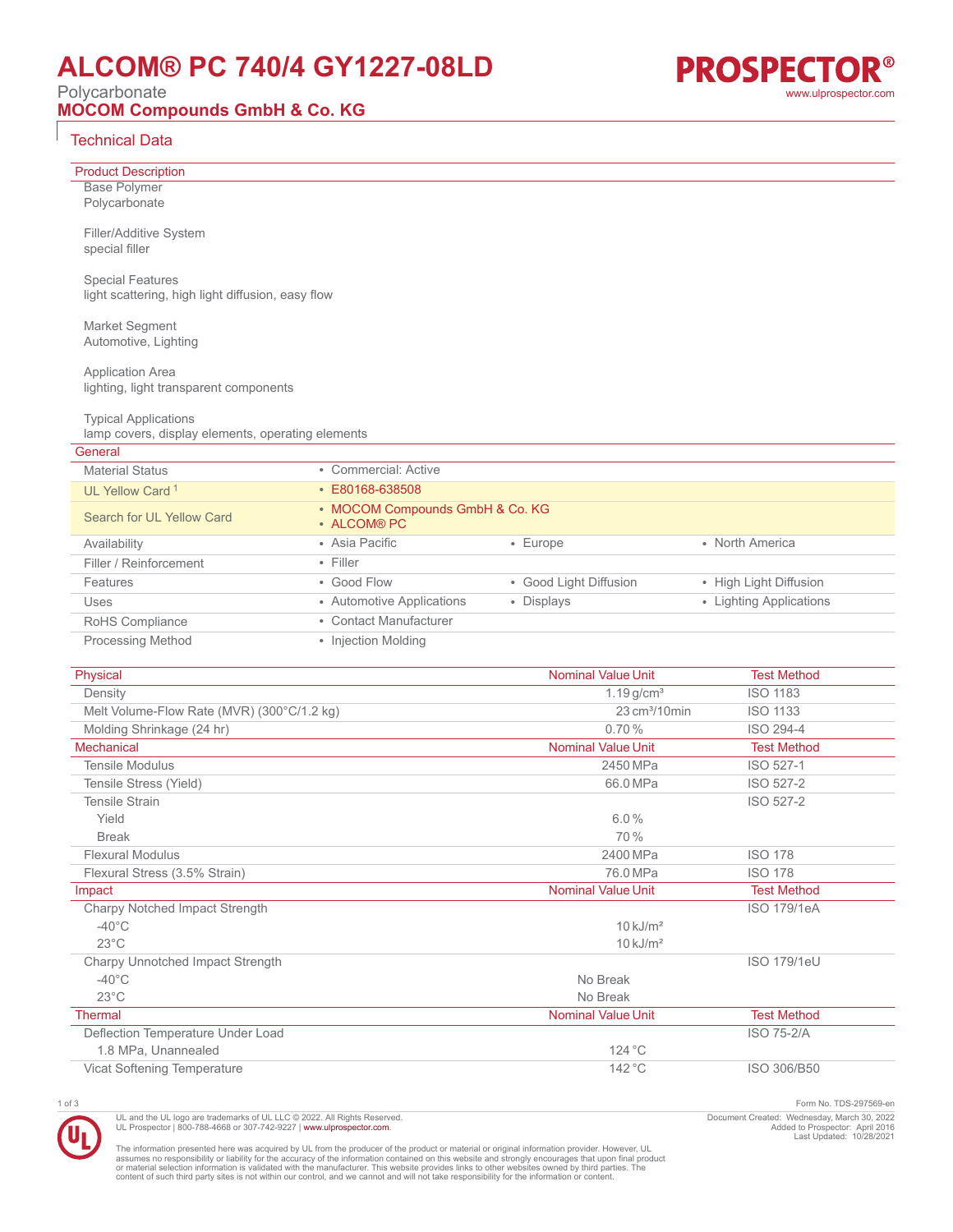# ALCOM® PC 740/4 GY1227-08LD

Polycarbonate

**MOCOM Compounds GmbH & Co. KG**

PROSPECTOR®
www.ulprospector.com

## Technical Data

### Product Description

Base Polymer
Polycarbonate

Filler/Additive System
special filler

Special Features
light scattering, high light diffusion, easy flow

Market Segment
Automotive, Lighting

Application Area
lighting, light transparent components

Typical Applications
lamp covers, display elements, operating elements

### General

| | | | |
|---|---|---|---|
| Material Status | • Commercial: Active | | |
| UL Yellow Card [1] | • E80168-638508 | | |
| Search for UL Yellow Card | • MOCOM Compounds GmbH & Co. KG<br>• ALCOM® PC | | |
| Availability | • Asia Pacific | • Europe | • North America |
| Filler / Reinforcement | • Filler | | |
| Features | • Good Flow | • Good Light Diffusion | • High Light Diffusion |
| Uses | • Automotive Applications | • Displays | • Lighting Applications |
| RoHS Compliance | • Contact Manufacturer | | |
| Processing Method | • Injection Molding | | |

| Physical | Nominal Value Unit | Test Method |
|---|---|---|
| Density | 1.19 g/cm³ | ISO 1183 |
| Melt Volume-Flow Rate (MVR) (300°C/1.2 kg) | 23 cm³/10min | ISO 1133 |
| Molding Shrinkage (24 hr) | 0.70 % | ISO 294-4 |

| Mechanical | Nominal Value Unit | Test Method |
|---|---|---|
| Tensile Modulus | 2450 MPa | ISO 527-1 |
| Tensile Stress (Yield) | 66.0 MPa | ISO 527-2 |
| Tensile Strain | | ISO 527-2 |
| Yield | 6.0 % | |
| Break | 70 % | |
| Flexural Modulus | 2400 MPa | ISO 178 |
| Flexural Stress (3.5% Strain) | 76.0 MPa | ISO 178 |

| Impact | Nominal Value Unit | Test Method |
|---|---|---|
| Charpy Notched Impact Strength | | ISO 179/1eA |
| -40°C | 10 kJ/m² | |
| 23°C | 10 kJ/m² | |
| Charpy Unnotched Impact Strength | | ISO 179/1eU |
| -40°C | No Break | |
| 23°C | No Break | |

| Thermal | Nominal Value Unit | Test Method |
|---|---|---|
| Deflection Temperature Under Load | | ISO 75-2/A |
| 1.8 MPa, Unannealed | 124 °C | |
| Vicat Softening Temperature | 142 °C | ISO 306/B50 |

Form No. TDS-297569-en

UL and the UL logo are trademarks of UL LLC © 2022. All Rights Reserved.
UL Prospector | 800-788-4668 or 307-742-9227 | www.ulprospector.com.

Document Created: Wednesday, March 30, 2022
Added to Prospector: April 2016
Last Updated: 10/28/2021

The information presented here was acquired by UL from the producer of the product or material or original information provider. However, UL assumes no responsibility or liability for the accuracy of the information contained on this website and strongly encourages that upon final product or material selection information is validated with the manufacturer. This website provides links to other websites owned by third parties. The content of such third party sites is not within our control, and we cannot and will not take responsibility for the information or content.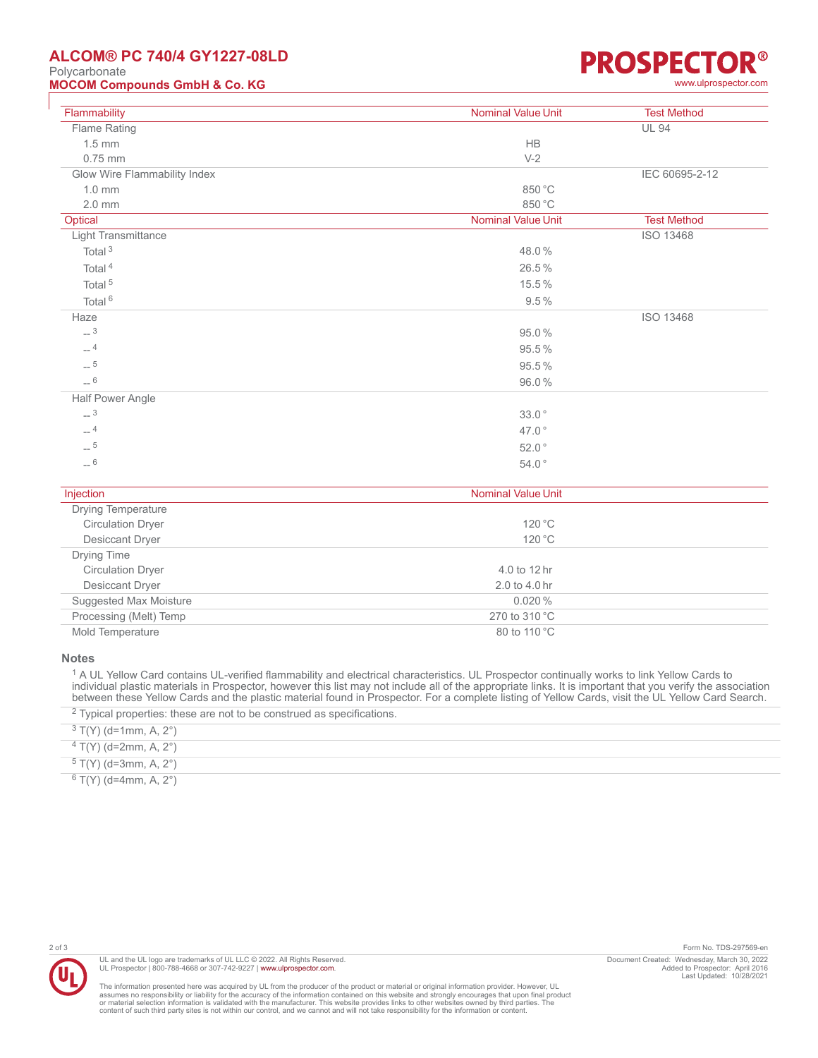# ALCOM® PC 740/4 GY1227-08LD

Polycarbonate

**MOCOM Compounds GmbH & Co. KG**

| Flammability | Nominal Value Unit | Test Method |
| --- | --- | --- |
| Flame Rating | | UL 94 |
| 1.5 mm | HB | |
| 0.75 mm | V-2 | |
| Glow Wire Flammability Index | | IEC 60695-2-12 |
| 1.0 mm | 850 °C | |
| 2.0 mm | 850 °C | |

| Optical | Nominal Value Unit | Test Method |
| --- | --- | --- |
| Light Transmittance | | ISO 13468 |
| Total [3] | 48.0 % | |
| Total [4] | 26.5 % | |
| Total [5] | 15.5 % | |
| Total [6] | 9.5 % | |
| Haze | | ISO 13468 |
| -- [3] | 95.0 % | |
| -- [4] | 95.5 % | |
| -- [5] | 95.5 % | |
| -- [6] | 96.0 % | |
| Half Power Angle | | |
| -- [3] | 33.0 ° | |
| -- [4] | 47.0 ° | |
| -- [5] | 52.0 ° | |
| -- [6] | 54.0 ° | |

| Injection | Nominal Value Unit |
| --- | --- |
| Drying Temperature | |
| Circulation Dryer | 120 °C |
| Desiccant Dryer | 120 °C |
| Drying Time | |
| Circulation Dryer | 4.0 to 12 hr |
| Desiccant Dryer | 2.0 to 4.0 hr |
| Suggested Max Moisture | 0.020 % |
| Processing (Melt) Temp | 270 to 310 °C |
| Mold Temperature | 80 to 110 °C |

## Notes

[1] A UL Yellow Card contains UL-verified flammability and electrical characteristics. UL Prospector continually works to link Yellow Cards to individual plastic materials in Prospector, however this list may not include all of the appropriate links. It is important that you verify the association between these Yellow Cards and the plastic material found in Prospector. For a complete listing of Yellow Cards, visit the UL Yellow Card Search.

[2] Typical properties: these are not to be construed as specifications.

[3] T(Y) (d=1mm, A, 2°)

[4] T(Y) (d=2mm, A, 2°)

[5] T(Y) (d=3mm, A, 2°)

[6] T(Y) (d=4mm, A, 2°)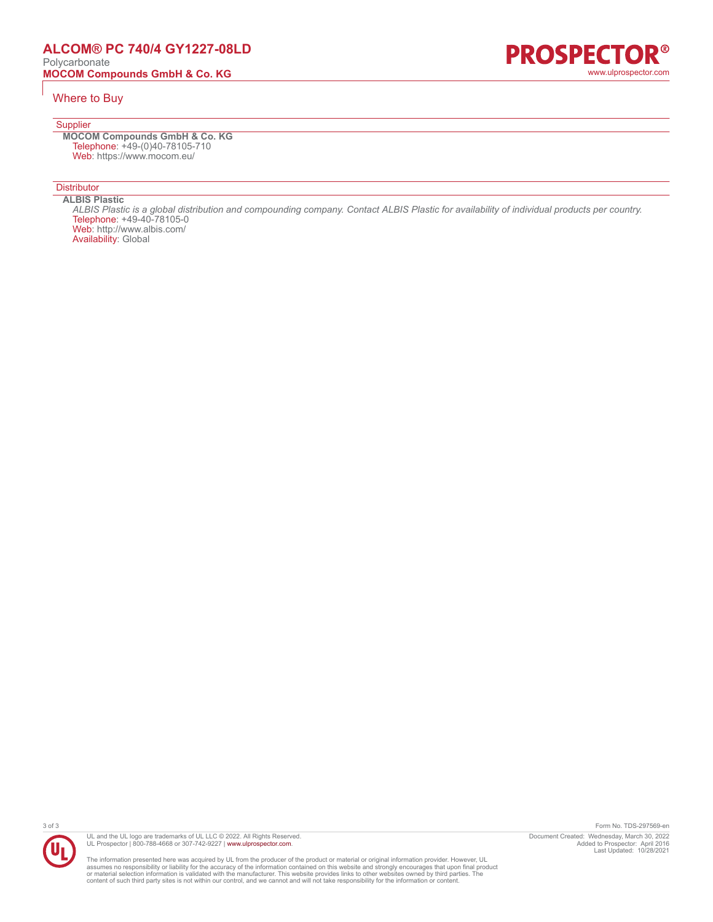## Where to Buy

### Supplier

**MOCOM Compounds GmbH & Co. KG**
Telephone: +49-(0)40-78105-710
Web: https://www.mocom.eu/

### Distributor

**ALBIS Plastic**
*ALBIS Plastic is a global distribution and compounding company. Contact ALBIS Plastic for availability of individual products per country.*
Telephone: +49-40-78105-0
Web: http://www.albis.com/
Availability: Global